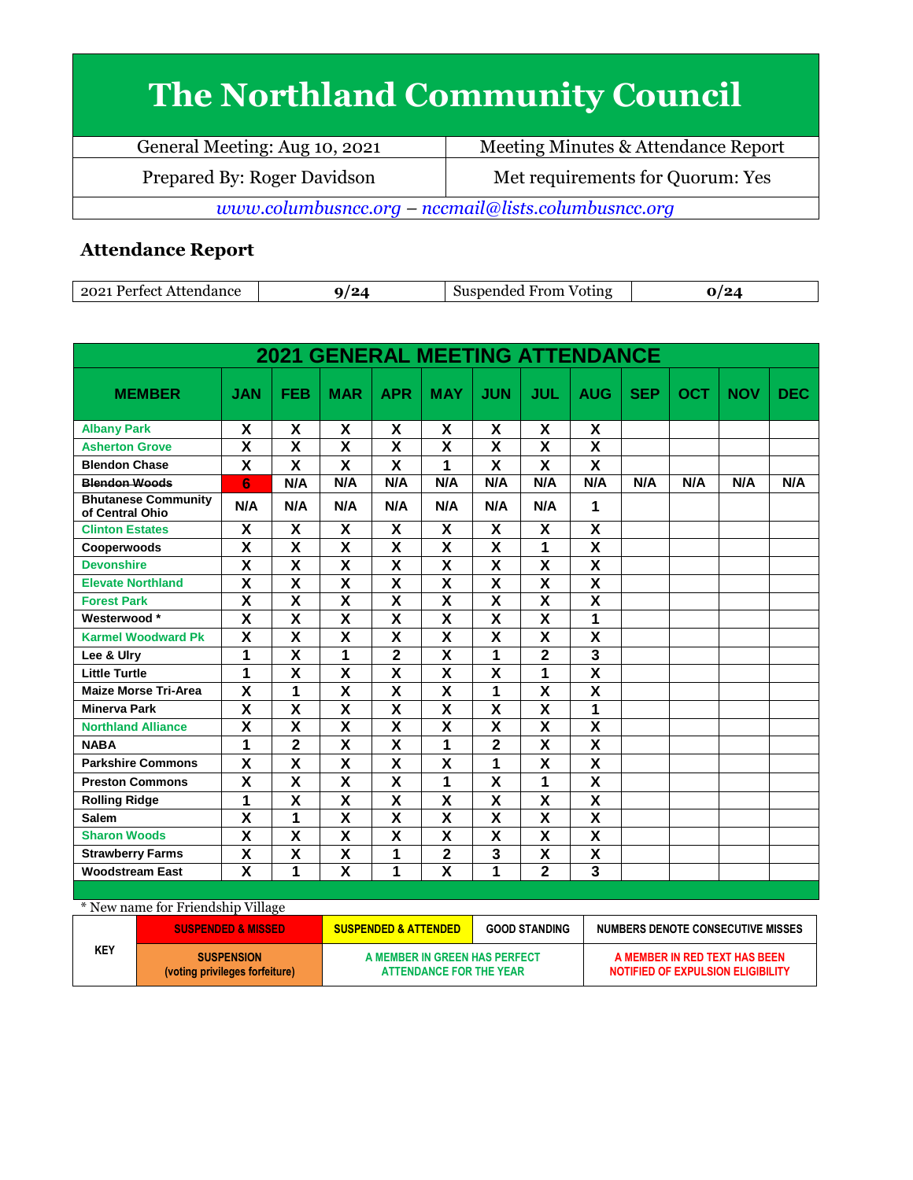# The Northland Community Council

| General Meeting: Aug 10, 2021 | Meeting Minutes & Attendance Report |
|---|---|
| Prepared By: Roger Davidson | Met requirements for Quorum: Yes |

*www.columbusncc.org – nccmail@lists.columbusncc.org*

## Attendance Report

| 2021 Perfect Attendance | 9/24 | Suspended From Voting | 0/24 |
|---|---|---|---|

| 2021 GENERAL MEETING ATTENDANCE | | | | | | | | | | | | |
|---|---|---|---|---|---|---|---|---|---|---|---|---|
| MEMBER | JAN | FEB | MAR | APR | MAY | JUN | JUL | AUG | SEP | OCT | NOV | DEC |
| Albany Park | X | X | X | X | X | X | X | X | | | | |
| Asherton Grove | X | X | X | X | X | X | X | X | | | | |
| Blendon Chase | X | X | X | X | 1 | X | X | X | | | | |
| ~~Blendon Woods~~ | 6 | N/A | N/A | N/A | N/A | N/A | N/A | N/A | N/A | N/A | N/A | N/A |
| Bhutanese Community of Central Ohio | N/A | N/A | N/A | N/A | N/A | N/A | N/A | 1 | | | | |
| Clinton Estates | X | X | X | X | X | X | X | X | | | | |
| Cooperwoods | X | X | X | X | X | X | 1 | X | | | | |
| Devonshire | X | X | X | X | X | X | X | X | | | | |
| Elevate Northland | X | X | X | X | X | X | X | X | | | | |
| Forest Park | X | X | X | X | X | X | X | X | | | | |
| Westerwood * | X | X | X | X | X | X | X | 1 | | | | |
| Karmel Woodward Pk | X | X | X | X | X | X | X | X | | | | |
| Lee & Ulry | 1 | X | 1 | 2 | X | 1 | 2 | 3 | | | | |
| Little Turtle | 1 | X | X | X | X | X | 1 | X | | | | |
| Maize Morse Tri-Area | X | 1 | X | X | X | 1 | X | X | | | | |
| Minerva Park | X | X | X | X | X | X | X | 1 | | | | |
| Northland Alliance | X | X | X | X | X | X | X | X | | | | |
| NABA | 1 | 2 | X | X | 1 | 2 | X | X | | | | |
| Parkshire Commons | X | X | X | X | X | 1 | X | X | | | | |
| Preston Commons | X | X | X | X | 1 | X | 1 | X | | | | |
| Rolling Ridge | 1 | X | X | X | X | X | X | X | | | | |
| Salem | X | 1 | X | X | X | X | X | X | | | | |
| Sharon Woods | X | X | X | X | X | X | X | X | | | | |
| Strawberry Farms | X | X | X | 1 | 2 | 3 | X | X | | | | |
| Woodstream East | X | 1 | X | 1 | X | 1 | 2 | 3 | | | | |

\* New name for Friendship Village

| KEY | SUSPENDED & MISSED | SUSPENDED & ATTENDED | GOOD STANDING | NUMBERS DENOTE CONSECUTIVE MISSES |
|---|---|---|---|---|
| | SUSPENSION (voting privileges forfeiture) | A MEMBER IN GREEN HAS PERFECT ATTENDANCE FOR THE YEAR | | A MEMBER IN RED TEXT HAS BEEN NOTIFIED OF EXPULSION ELIGIBILITY |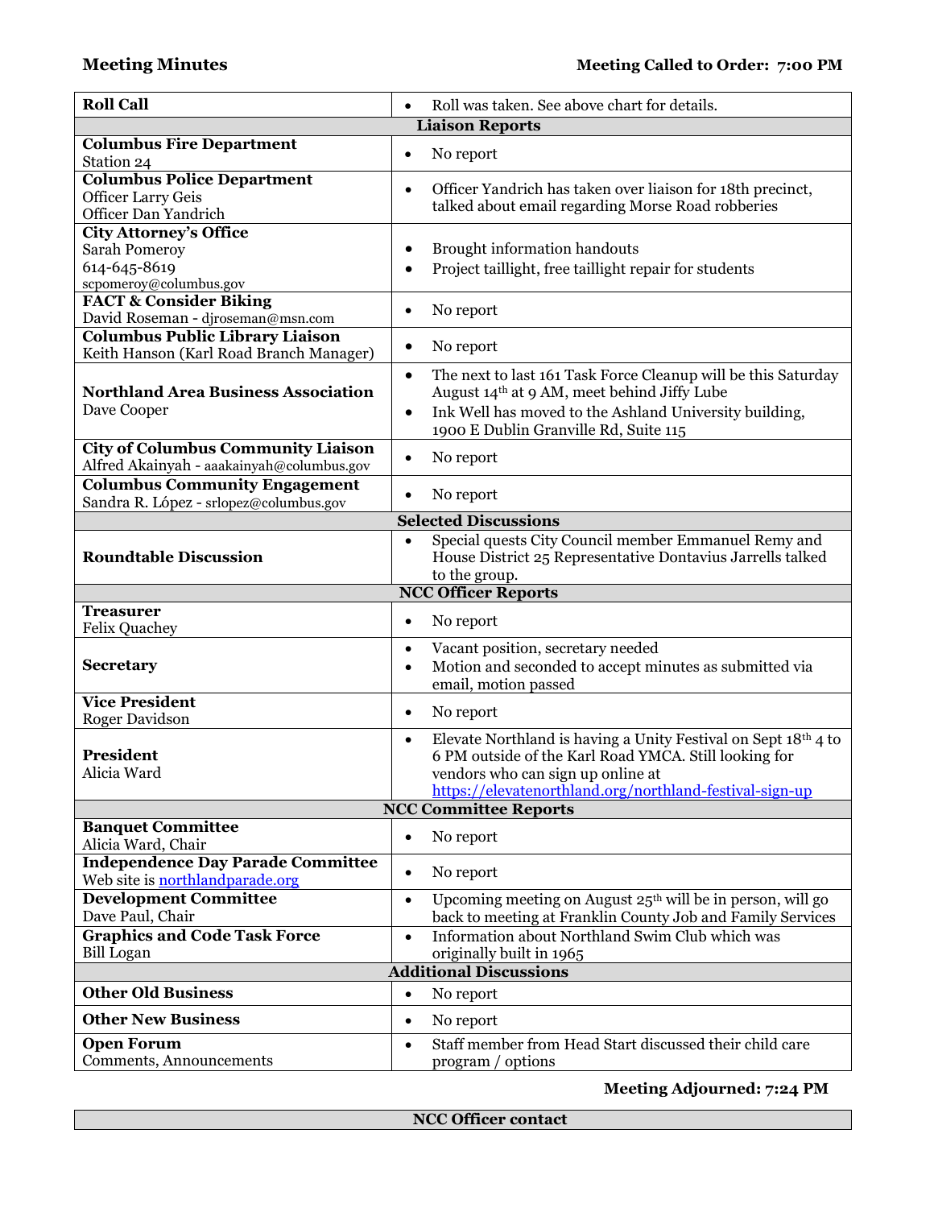**Meeting Minutes** **Meeting Called to Order: 7:00 PM**

| **Roll Call** | • Roll was taken. See above chart for details. |
|---|---|
| **Liaison Reports** | |
| **Columbus Fire Department**<br>Station 24 | • No report |
| **Columbus Police Department**<br>Officer Larry Geis<br>Officer Dan Yandrich | • Officer Yandrich has taken over liaison for 18th precinct, talked about email regarding Morse Road robberies |
| **City Attorney's Office**<br>Sarah Pomeroy<br>614-645-8619<br>scpomeroy@columbus.gov | • Brought information handouts<br>• Project taillight, free taillight repair for students |
| **FACT & Consider Biking**<br>David Roseman - djroseman@msn.com | • No report |
| **Columbus Public Library Liaison**<br>Keith Hanson (Karl Road Branch Manager) | • No report |
| **Northland Area Business Association**<br>Dave Cooper | • The next to last 161 Task Force Cleanup will be this Saturday August 14th at 9 AM, meet behind Jiffy Lube<br>• Ink Well has moved to the Ashland University building, 1900 E Dublin Granville Rd, Suite 115 |
| **City of Columbus Community Liaison**<br>Alfred Akainyah - aaakainyah@columbus.gov | • No report |
| **Columbus Community Engagement**<br>Sandra R. López - srlopez@columbus.gov | • No report |
| **Selected Discussions** | |
| **Roundtable Discussion** | • Special quests City Council member Emmanuel Remy and House District 25 Representative Dontavius Jarrells talked to the group. |
| **NCC Officer Reports** | |
| **Treasurer**<br>Felix Quachey | • No report |
| **Secretary** | • Vacant position, secretary needed<br>• Motion and seconded to accept minutes as submitted via email, motion passed |
| **Vice President**<br>Roger Davidson | • No report |
| **President**<br>Alicia Ward | • Elevate Northland is having a Unity Festival on Sept 18th 4 to 6 PM outside of the Karl Road YMCA. Still looking for vendors who can sign up online at https://elevatenorthland.org/northland-festival-sign-up |
| **NCC Committee Reports** | |
| **Banquet Committee**<br>Alicia Ward, Chair | • No report |
| **Independence Day Parade Committee**<br>Web site is northlandparade.org | • No report |
| **Development Committee**<br>Dave Paul, Chair | • Upcoming meeting on August 25th will be in person, will go back to meeting at Franklin County Job and Family Services |
| **Graphics and Code Task Force**<br>Bill Logan | • Information about Northland Swim Club which was originally built in 1965 |
| **Additional Discussions** | |
| **Other Old Business** | • No report |
| **Other New Business** | • No report |
| **Open Forum**<br>Comments, Announcements | • Staff member from Head Start discussed their child care program / options |

**Meeting Adjourned: 7:24 PM**

| **NCC Officer contact** |
|---|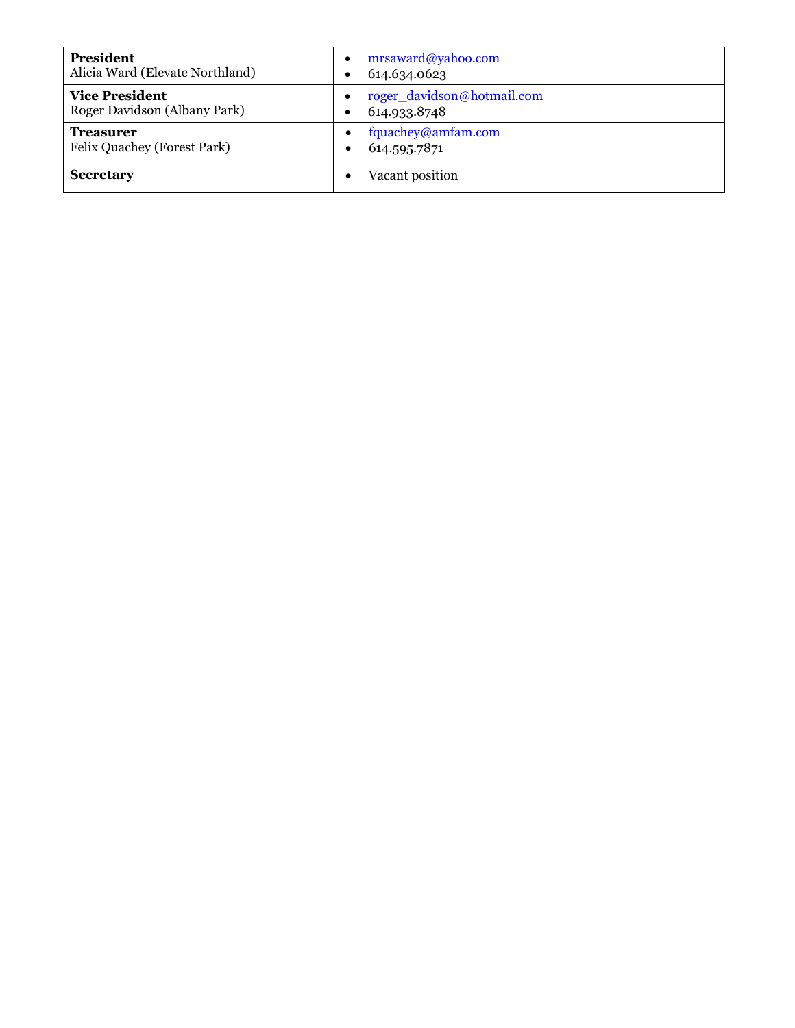| | |
|---|---|
| **President**<br>Alicia Ward (Elevate Northland) | • mrsaward@yahoo.com<br>• 614.634.0623 |
| **Vice President**<br>Roger Davidson (Albany Park) | • roger_davidson@hotmail.com<br>• 614.933.8748 |
| **Treasurer**<br>Felix Quachey (Forest Park) | • fquachey@amfam.com<br>• 614.595.7871 |
| **Secretary** | • Vacant position |